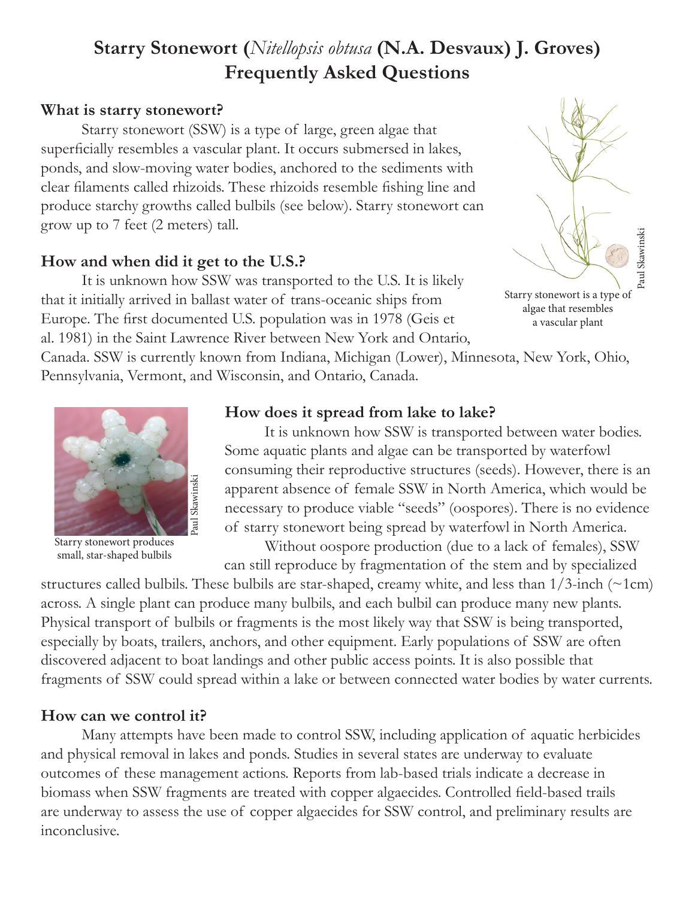# Starry Stonewort (*Nitellopsis obtusa* (N.A. Desvaux) J. Groves) Frequently Asked Questions

## What is starry stonewort?

Starry stonewort (SSW) is a type of large, green algae that superficially resembles a vascular plant. It occurs submersed in lakes, ponds, and slow-moving water bodies, anchored to the sediments with clear filaments called rhizoids. These rhizoids resemble fishing line and produce starchy growths called bulbils (see below). Starry stonewort can grow up to 7 feet (2 meters) tall.

Starry stonewort is a type of algae that resembles a vascular plant

Paul Skawinski

## How and when did it get to the U.S.?

It is unknown how SSW was transported to the U.S. It is likely that it initially arrived in ballast water of trans-oceanic ships from Europe. The first documented U.S. population was in 1978 (Geis et al. 1981) in the Saint Lawrence River between New York and Ontario, Canada. SSW is currently known from Indiana, Michigan (Lower), Minnesota, New York, Ohio, Pennsylvania, Vermont, and Wisconsin, and Ontario, Canada.

Starry stonewort produces small, star-shaped bulbils

Paul Skawinski

## How does it spread from lake to lake?

It is unknown how SSW is transported between water bodies. Some aquatic plants and algae can be transported by waterfowl consuming their reproductive structures (seeds). However, there is an apparent absence of female SSW in North America, which would be necessary to produce viable "seeds" (oospores). There is no evidence of starry stonewort being spread by waterfowl in North America.

Without oospore production (due to a lack of females), SSW can still reproduce by fragmentation of the stem and by specialized structures called bulbils. These bulbils are star-shaped, creamy white, and less than 1/3-inch (~1cm) across. A single plant can produce many bulbils, and each bulbil can produce many new plants. Physical transport of bulbils or fragments is the most likely way that SSW is being transported, especially by boats, trailers, anchors, and other equipment. Early populations of SSW are often discovered adjacent to boat landings and other public access points. It is also possible that fragments of SSW could spread within a lake or between connected water bodies by water currents.

## How can we control it?

Many attempts have been made to control SSW, including application of aquatic herbicides and physical removal in lakes and ponds. Studies in several states are underway to evaluate outcomes of these management actions. Reports from lab-based trials indicate a decrease in biomass when SSW fragments are treated with copper algaecides. Controlled field-based trails are underway to assess the use of copper algaecides for SSW control, and preliminary results are inconclusive.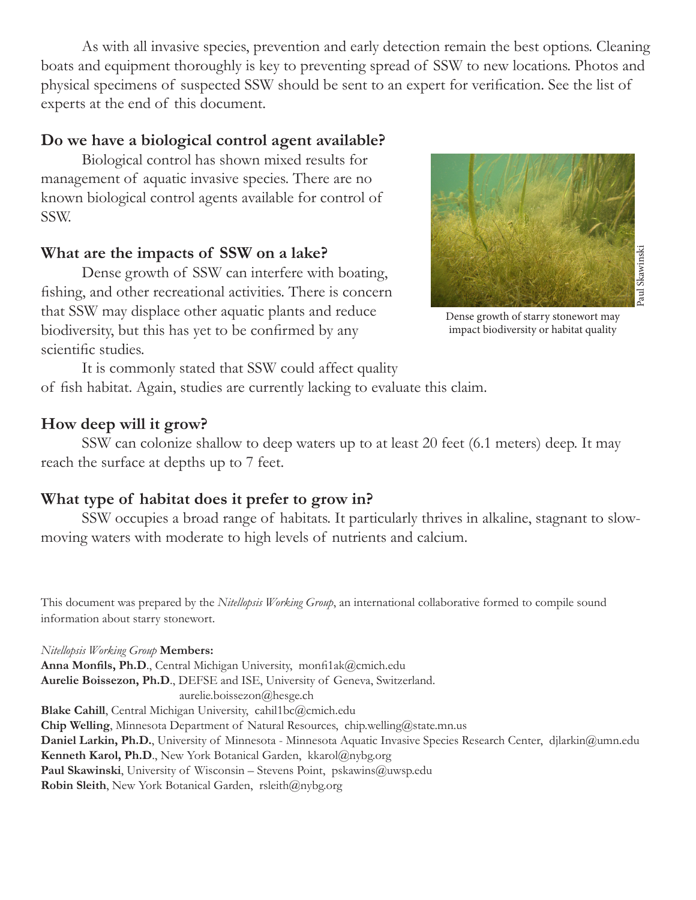As with all invasive species, prevention and early detection remain the best options. Cleaning boats and equipment thoroughly is key to preventing spread of SSW to new locations. Photos and physical specimens of suspected SSW should be sent to an expert for verification. See the list of experts at the end of this document.

## Do we have a biological control agent available?

Biological control has shown mixed results for management of aquatic invasive species. There are no known biological control agents available for control of SSW.

## What are the impacts of SSW on a lake?

Dense growth of SSW can interfere with boating, fishing, and other recreational activities. There is concern that SSW may displace other aquatic plants and reduce biodiversity, but this has yet to be confirmed by any scientific studies.

It is commonly stated that SSW could affect quality of fish habitat. Again, studies are currently lacking to evaluate this claim.

Paul Skawinski

Dense growth of starry stonewort may impact biodiversity or habitat quality

## How deep will it grow?

SSW can colonize shallow to deep waters up to at least 20 feet (6.1 meters) deep. It may reach the surface at depths up to 7 feet.

## What type of habitat does it prefer to grow in?

SSW occupies a broad range of habitats. It particularly thrives in alkaline, stagnant to slow-moving waters with moderate to high levels of nutrients and calcium.

This document was prepared by the *Nitellopsis Working Group*, an international collaborative formed to compile sound information about starry stonewort.

*Nitellopsis Working Group* **Members:**

**Anna Monfils, Ph.D**., Central Michigan University, monfi1ak@cmich.edu
**Aurelie Boissezon, Ph.D**., DEFSE and ISE, University of Geneva, Switzerland. aurelie.boissezon@hesge.ch
**Blake Cahill**, Central Michigan University, cahil1bc@cmich.edu
**Chip Welling**, Minnesota Department of Natural Resources, chip.welling@state.mn.us
**Daniel Larkin, Ph.D.**, University of Minnesota - Minnesota Aquatic Invasive Species Research Center, djlarkin@umn.edu
**Kenneth Karol, Ph.D**., New York Botanical Garden, kkarol@nybg.org
**Paul Skawinski**, University of Wisconsin – Stevens Point, pskawins@uwsp.edu
**Robin Sleith**, New York Botanical Garden, rsleith@nybg.org